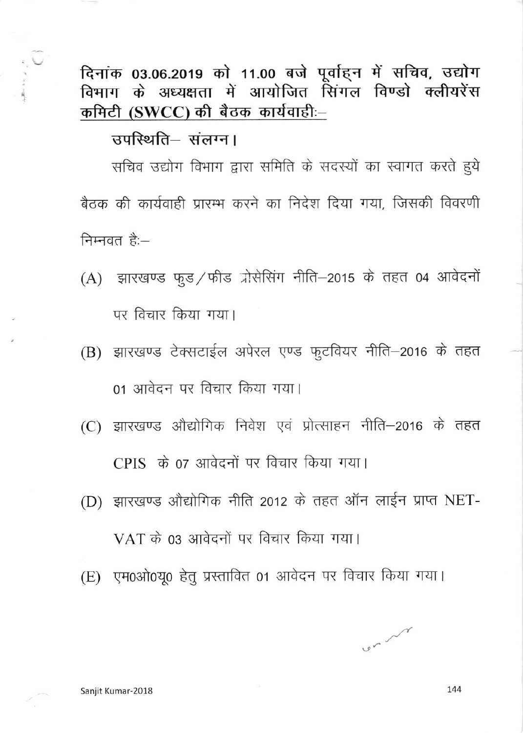**दिनांक 03.06.2019 को 11.00 बजे पूर्वाह्न में सचिव, उद्योग विभाग के अध्यक्षता में आयोजित सिंगल विण्डो क्लीयरेंस <u>कमिटी (SWCC) की बैठक कार्यवाहीः—</u>**

**उपस्थिति— संलग्न।**

सचिव उद्योग विभाग द्वारा समिति के सदस्यों का स्वागत करते हुये बैठक की कार्यवाही प्रारम्भ करने का निदेश दिया गया, जिसकी विवरणी निम्नवत हैः—

(A) झारखण्ड फुड / फीड प्रोसेसिंग नीति—2015 के तहत 04 आवेदनों पर विचार किया गया।

(B) झारखण्ड टेक्सटाईल अपेरल एण्ड फुटवियर नीति—2016 के तहत 01 आवेदन पर विचार किया गया।

(C) झारखण्ड औद्योगिक निवेश एवं प्रोत्साहन नीति—2016 के तहत CPIS के 07 आवेदनों पर विचार किया गया।

(D) झारखण्ड औद्योगिक नीति 2012 के तहत ऑन लाईन प्राप्त NET-VAT के 03 आवेदनों पर विचार किया गया।

(E) एम0ओ0यू0 हेतु प्रस्तावित 01 आवेदन पर विचार किया गया।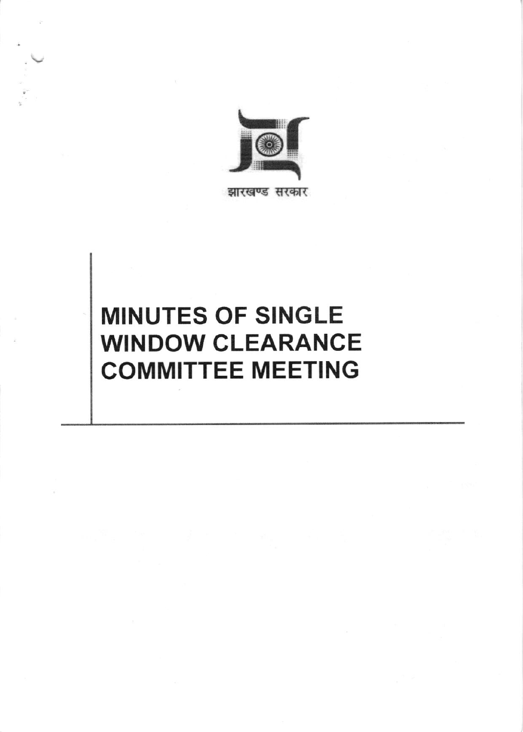झारखण्ड सरकार

# MINUTES OF SINGLE WINDOW CLEARANCE COMMITTEE MEETING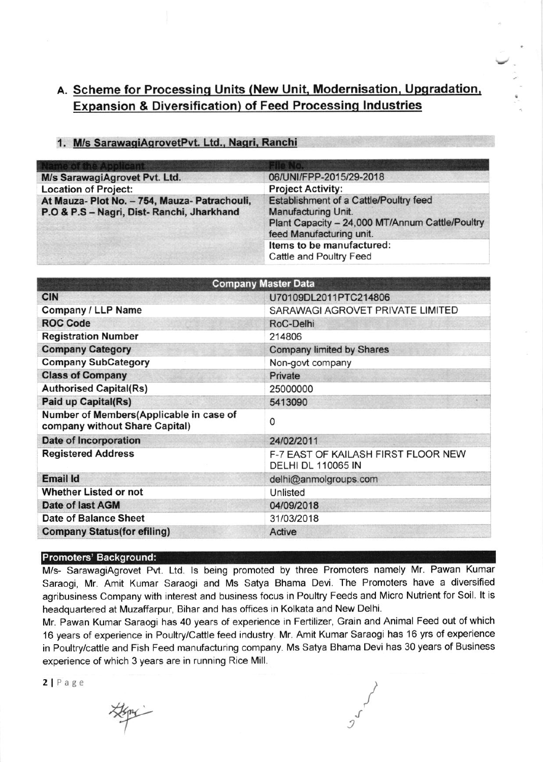## A. Scheme for Processing Units (New Unit, Modernisation, Upgradation, Expansion & Diversification) of Feed Processing Industries

### 1. M/s SarawagiAgrovetPvt. Ltd., Nagri, Ranchi

| Name of the Applicant | File No. |
|---|---|
| M/s SarawagiAgrovet Pvt. Ltd. | 06/UNI/FPP-2015/29-2018 |
| **Location of Project:** | **Project Activity:** |
| At Mauza- Plot No. – 754, Mauza- Patrachouli, P.O & P.S – Nagri, Dist- Ranchi, Jharkhand | Establishment of a Cattle/Poultry feed Manufacturing Unit.<br>Plant Capacity – 24,000 MT/Annum Cattle/Poultry feed Manufacturing unit. |
| | **Items to be manufactured:**<br>Cattle and Poultry Feed |

| Company Master Data | |
|---|---|
| CIN | U70109DL2011PTC214806 |
| Company / LLP Name | SARAWAGI AGROVET PRIVATE LIMITED |
| ROC Code | RoC-Delhi |
| Registration Number | 214806 |
| Company Category | Company limited by Shares |
| Company SubCategory | Non-govt company |
| Class of Company | Private |
| Authorised Capital(Rs) | 25000000 |
| Paid up Capital(Rs) | 5413090 |
| Number of Members(Applicable in case of company without Share Capital) | 0 |
| Date of Incorporation | 24/02/2011 |
| Registered Address | F-7 EAST OF KAILASH FIRST FLOOR NEW DELHI DL 110065 IN |
| Email Id | delhi@anmolgroups.com |
| Whether Listed or not | Unlisted |
| Date of last AGM | 04/09/2018 |
| Date of Balance Sheet | 31/03/2018 |
| Company Status(for efiling) | Active |

**Promoters' Background:**

M/s- SarawagiAgrovet Pvt. Ltd. Is being promoted by three Promoters namely Mr. Pawan Kumar Saraogi, Mr. Amit Kumar Saraogi and Ms Satya Bhama Devi. The Promoters have a diversified agribusiness Company with interest and business focus in Poultry Feeds and Micro Nutrient for Soil. It is headquartered at Muzaffarpur, Bihar and has offices in Kolkata and New Delhi.

Mr. Pawan Kumar Saraogi has 40 years of experience in Fertilizer, Grain and Animal Feed out of which 16 years of experience in Poultry/Cattle feed industry. Mr. Amit Kumar Saraogi has 16 yrs of experience in Poultry/cattle and Fish Feed manufacturing company. Ms Satya Bhama Devi has 30 years of Business experience of which 3 years are in running Rice Mill.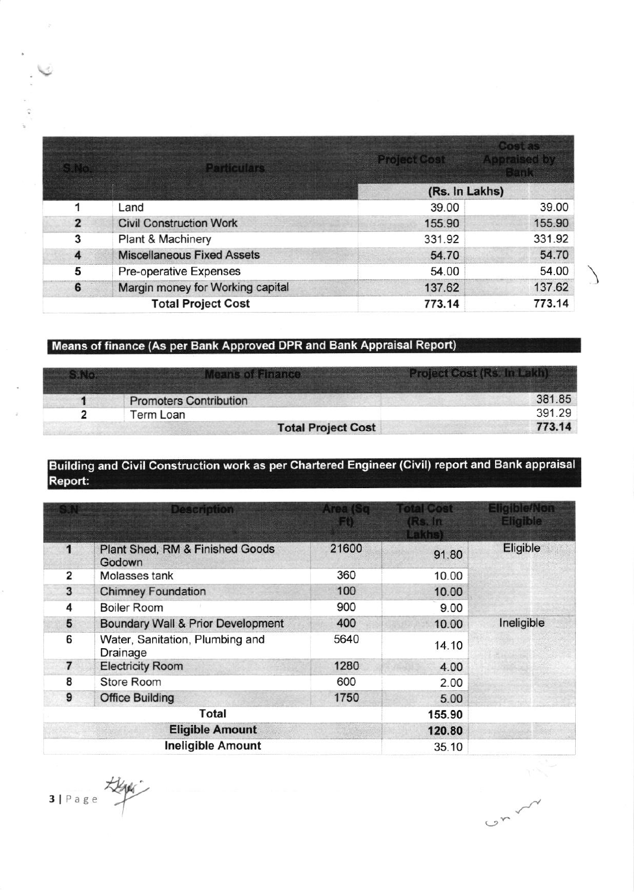| S.No. | Particulars | Project Cost | Cost as Appraised by Bank |
|---|---|---|---|
| | | (Rs. In Lakhs) | |
| 1 | Land | 39.00 | 39.00 |
| 2 | Civil Construction Work | 155.90 | 155.90 |
| 3 | Plant & Machinery | 331.92 | 331.92 |
| 4 | Miscellaneous Fixed Assets | 54.70 | 54.70 |
| 5 | Pre-operative Expenses | 54.00 | 54.00 |
| 6 | Margin money for Working capital | 137.62 | 137.62 |
| | **Total Project Cost** | **773.14** | **773.14** |

## Means of finance (As per Bank Approved DPR and Bank Appraisal Report)

| S.No. | Means of Finance | Project Cost (Rs. In Lakh) |
|---|---|---|
| 1 | Promoters Contribution | 381.85 |
| 2 | Term Loan | 391.29 |
| | **Total Project Cost** | **773.14** |

## Building and Civil Construction work as per Chartered Engineer (Civil) report and Bank appraisal Report:

| S.N | Description | Area (Sq Ft) | Total Cost (Rs. In Lakhs) | Eligible/Non Eligible |
|---|---|---|---|---|
| 1 | Plant Shed, RM & Finished Goods Godown | 21600 | 91.80 | Eligible |
| 2 | Molasses tank | 360 | 10.00 | |
| 3 | Chimney Foundation | 100 | 10.00 | |
| 4 | Boiler Room | 900 | 9.00 | |
| 5 | Boundary Wall & Prior Development | 400 | 10.00 | Ineligible |
| 6 | Water, Sanitation, Plumbing and Drainage | 5640 | 14.10 | |
| 7 | Electricity Room | 1280 | 4.00 | |
| 8 | Store Room | 600 | 2.00 | |
| 9 | Office Building | 1750 | 5.00 | |
| | **Total** | | **155.90** | |
| | **Eligible Amount** | | **120.80** | |
| | **Ineligible Amount** | | 35.10 | |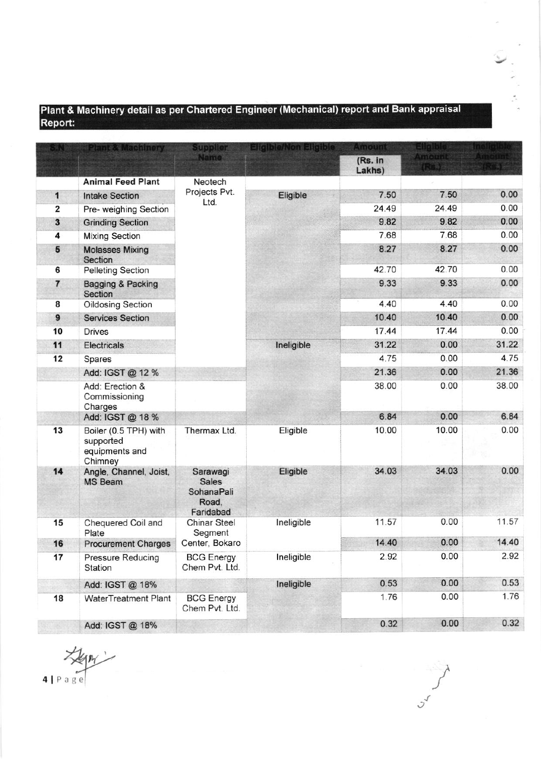## Plant & Machinery detail as per Chartered Engineer (Mechanical) report and Bank appraisal Report:

| S.N | Plant & Machinery | Supplier Name | Eligible/Non Eligible | Amount (Rs. in Lakhs) | Eligible Amount (Rs.) | Ineligible Amount (Rs.) |
|---|---|---|---|---|---|---|
| | Animal Feed Plant | Neotech Projects Pvt. Ltd. | | | | |
| 1 | Intake Section | | Eligible | 7.50 | 7.50 | 0.00 |
| 2 | Pre- weighing Section | | | 24.49 | 24.49 | 0.00 |
| 3 | Grinding Section | | | 9.82 | 9.82 | 0.00 |
| 4 | Mixing Section | | | 7.68 | 7.68 | 0.00 |
| 5 | Molasses Mixing Section | | | 8.27 | 8.27 | 0.00 |
| 6 | Pelleting Section | | | 42.70 | 42.70 | 0.00 |
| 7 | Bagging & Packing Section | | | 9.33 | 9.33 | 0.00 |
| 8 | Oildosing Section | | | 4.40 | 4.40 | 0.00 |
| 9 | Services Section | | | 10.40 | 10.40 | 0.00 |
| 10 | Drives | | | 17.44 | 17.44 | 0.00 |
| 11 | Electricals | | Ineligible | 31.22 | 0.00 | 31.22 |
| 12 | Spares | | | 4.75 | 0.00 | 4.75 |
| | Add: IGST @ 12 % | | | 21.36 | 0.00 | 21.36 |
| | Add: Erection & Commissioning Charges | | | 38.00 | 0.00 | 38.00 |
| | Add: IGST @ 18 % | | | 6.84 | 0.00 | 6.84 |
| 13 | Boiler (0.5 TPH) with supported equipments and Chimney | Thermax Ltd. | Eligible | 10.00 | 10.00 | 0.00 |
| 14 | Angle, Channel, Joist, MS Beam | Sarawagi Sales SohanaPali Road, Faridabad | Eligible | 34.03 | 34.03 | 0.00 |
| 15 | Chequered Coil and Plate | Chinar Steel Segment Center, Bokaro | Ineligible | 11.57 | 0.00 | 11.57 |
| 16 | Procurement Charges | | | 14.40 | 0.00 | 14.40 |
| 17 | Pressure Reducing Station | BCG Energy Chem Pvt. Ltd. | Ineligible | 2.92 | 0.00 | 2.92 |
| | Add: IGST @ 18% | | Ineligible | 0.53 | 0.00 | 0.53 |
| 18 | WaterTreatment Plant | BCG Energy Chem Pvt. Ltd. | | 1.76 | 0.00 | 1.76 |
| | Add: IGST @ 18% | | | 0.32 | 0.00 | 0.32 |